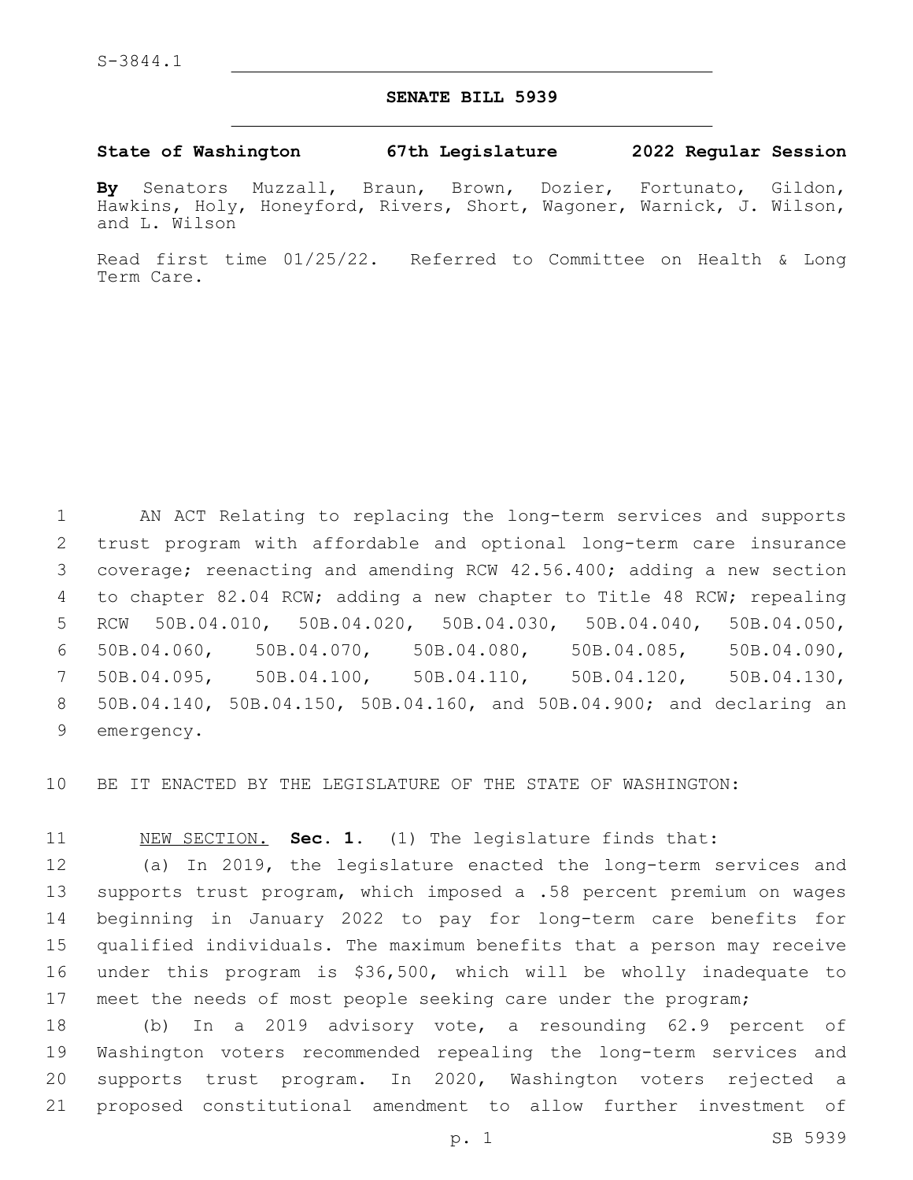S-3844.1

# SENATE BILL 5939

**State of Washington 67th Legislature 2022 Regular Session**

**By** Senators Muzzall, Braun, Brown, Dozier, Fortunato, Gildon, Hawkins, Holy, Honeyford, Rivers, Short, Wagoner, Warnick, J. Wilson, and L. Wilson

Read first time 01/25/22. Referred to Committee on Health & Long Term Care.

AN ACT Relating to replacing the long-term services and supports trust program with affordable and optional long-term care insurance coverage; reenacting and amending RCW 42.56.400; adding a new section to chapter 82.04 RCW; adding a new chapter to Title 48 RCW; repealing RCW 50B.04.010, 50B.04.020, 50B.04.030, 50B.04.040, 50B.04.050, 50B.04.060, 50B.04.070, 50B.04.080, 50B.04.085, 50B.04.090, 50B.04.095, 50B.04.100, 50B.04.110, 50B.04.120, 50B.04.130, 50B.04.140, 50B.04.150, 50B.04.160, and 50B.04.900; and declaring an emergency.

BE IT ENACTED BY THE LEGISLATURE OF THE STATE OF WASHINGTON:

NEW SECTION. **Sec. 1.** (1) The legislature finds that:

(a) In 2019, the legislature enacted the long-term services and supports trust program, which imposed a .58 percent premium on wages beginning in January 2022 to pay for long-term care benefits for qualified individuals. The maximum benefits that a person may receive under this program is $36,500, which will be wholly inadequate to meet the needs of most people seeking care under the program;

(b) In a 2019 advisory vote, a resounding 62.9 percent of Washington voters recommended repealing the long-term services and supports trust program. In 2020, Washington voters rejected a proposed constitutional amendment to allow further investment of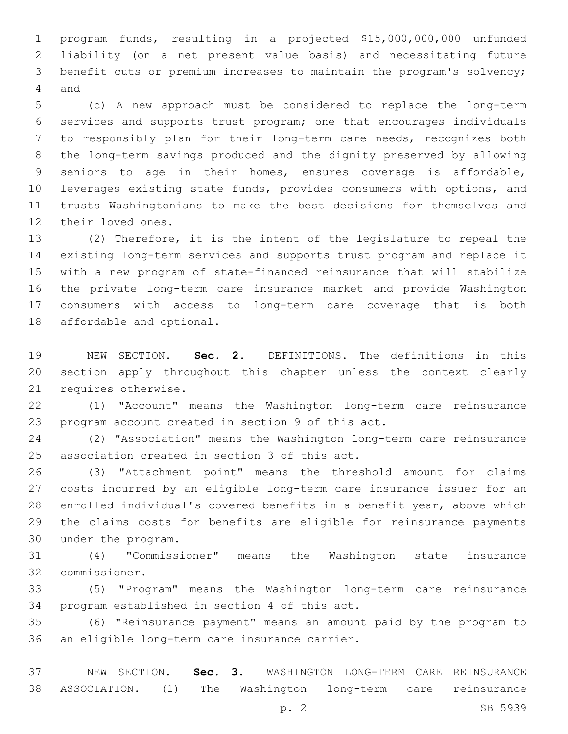program funds, resulting in a projected $15,000,000,000 unfunded liability (on a net present value basis) and necessitating future benefit cuts or premium increases to maintain the program's solvency; and

(c) A new approach must be considered to replace the long-term services and supports trust program; one that encourages individuals to responsibly plan for their long-term care needs, recognizes both the long-term savings produced and the dignity preserved by allowing seniors to age in their homes, ensures coverage is affordable, leverages existing state funds, provides consumers with options, and trusts Washingtonians to make the best decisions for themselves and their loved ones.

(2) Therefore, it is the intent of the legislature to repeal the existing long-term services and supports trust program and replace it with a new program of state-financed reinsurance that will stabilize the private long-term care insurance market and provide Washington consumers with access to long-term care coverage that is both affordable and optional.

NEW SECTION. **Sec. 2.** DEFINITIONS. The definitions in this section apply throughout this chapter unless the context clearly requires otherwise.

(1) "Account" means the Washington long-term care reinsurance program account created in section 9 of this act.

(2) "Association" means the Washington long-term care reinsurance association created in section 3 of this act.

(3) "Attachment point" means the threshold amount for claims costs incurred by an eligible long-term care insurance issuer for an enrolled individual's covered benefits in a benefit year, above which the claims costs for benefits are eligible for reinsurance payments under the program.

(4) "Commissioner" means the Washington state insurance commissioner.

(5) "Program" means the Washington long-term care reinsurance program established in section 4 of this act.

(6) "Reinsurance payment" means an amount paid by the program to an eligible long-term care insurance carrier.

NEW SECTION. **Sec. 3.** WASHINGTON LONG-TERM CARE REINSURANCE ASSOCIATION. (1) The Washington long-term care reinsurance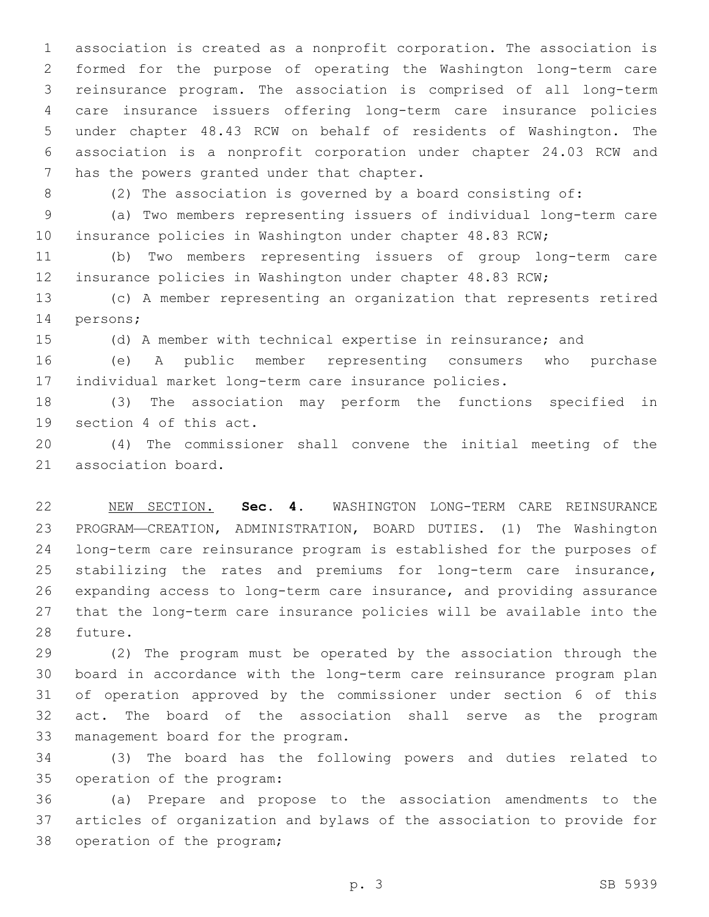association is created as a nonprofit corporation. The association is formed for the purpose of operating the Washington long-term care reinsurance program. The association is comprised of all long-term care insurance issuers offering long-term care insurance policies under chapter 48.43 RCW on behalf of residents of Washington. The association is a nonprofit corporation under chapter 24.03 RCW and has the powers granted under that chapter.

(2) The association is governed by a board consisting of:

(a) Two members representing issuers of individual long-term care insurance policies in Washington under chapter 48.83 RCW;

(b) Two members representing issuers of group long-term care insurance policies in Washington under chapter 48.83 RCW;

(c) A member representing an organization that represents retired persons;

(d) A member with technical expertise in reinsurance; and

(e) A public member representing consumers who purchase individual market long-term care insurance policies.

(3) The association may perform the functions specified in section 4 of this act.

(4) The commissioner shall convene the initial meeting of the association board.

NEW SECTION. **Sec. 4.** WASHINGTON LONG-TERM CARE REINSURANCE PROGRAM—CREATION, ADMINISTRATION, BOARD DUTIES. (1) The Washington long-term care reinsurance program is established for the purposes of stabilizing the rates and premiums for long-term care insurance, expanding access to long-term care insurance, and providing assurance that the long-term care insurance policies will be available into the future.

(2) The program must be operated by the association through the board in accordance with the long-term care reinsurance program plan of operation approved by the commissioner under section 6 of this act. The board of the association shall serve as the program management board for the program.

(3) The board has the following powers and duties related to operation of the program:

(a) Prepare and propose to the association amendments to the articles of organization and bylaws of the association to provide for operation of the program;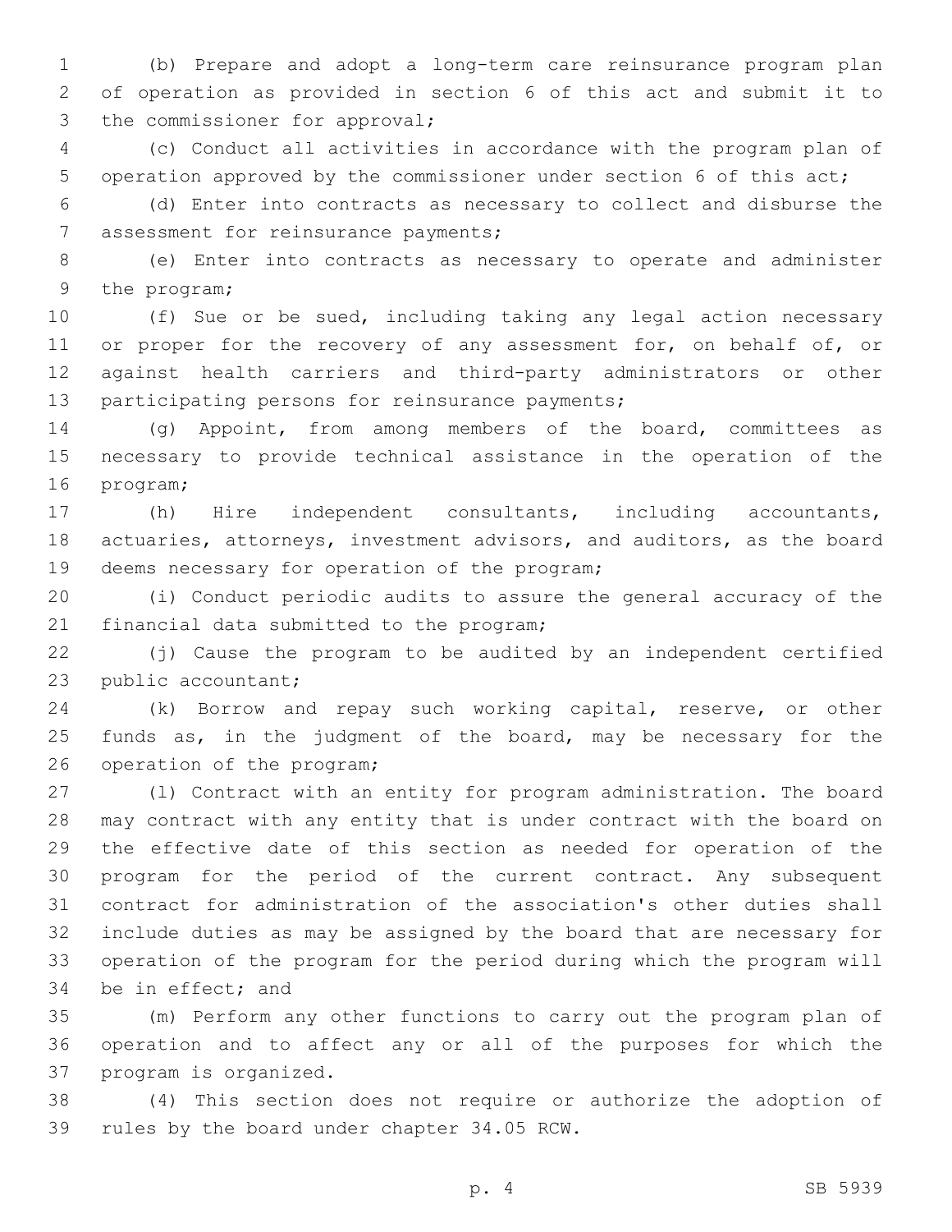(b) Prepare and adopt a long-term care reinsurance program plan of operation as provided in section 6 of this act and submit it to the commissioner for approval;

(c) Conduct all activities in accordance with the program plan of operation approved by the commissioner under section 6 of this act;

(d) Enter into contracts as necessary to collect and disburse the assessment for reinsurance payments;

(e) Enter into contracts as necessary to operate and administer the program;

(f) Sue or be sued, including taking any legal action necessary or proper for the recovery of any assessment for, on behalf of, or against health carriers and third-party administrators or other participating persons for reinsurance payments;

(g) Appoint, from among members of the board, committees as necessary to provide technical assistance in the operation of the program;

(h) Hire independent consultants, including accountants, actuaries, attorneys, investment advisors, and auditors, as the board deems necessary for operation of the program;

(i) Conduct periodic audits to assure the general accuracy of the financial data submitted to the program;

(j) Cause the program to be audited by an independent certified public accountant;

(k) Borrow and repay such working capital, reserve, or other funds as, in the judgment of the board, may be necessary for the operation of the program;

(l) Contract with an entity for program administration. The board may contract with any entity that is under contract with the board on the effective date of this section as needed for operation of the program for the period of the current contract. Any subsequent contract for administration of the association's other duties shall include duties as may be assigned by the board that are necessary for operation of the program for the period during which the program will be in effect; and

(m) Perform any other functions to carry out the program plan of operation and to affect any or all of the purposes for which the program is organized.

(4) This section does not require or authorize the adoption of rules by the board under chapter 34.05 RCW.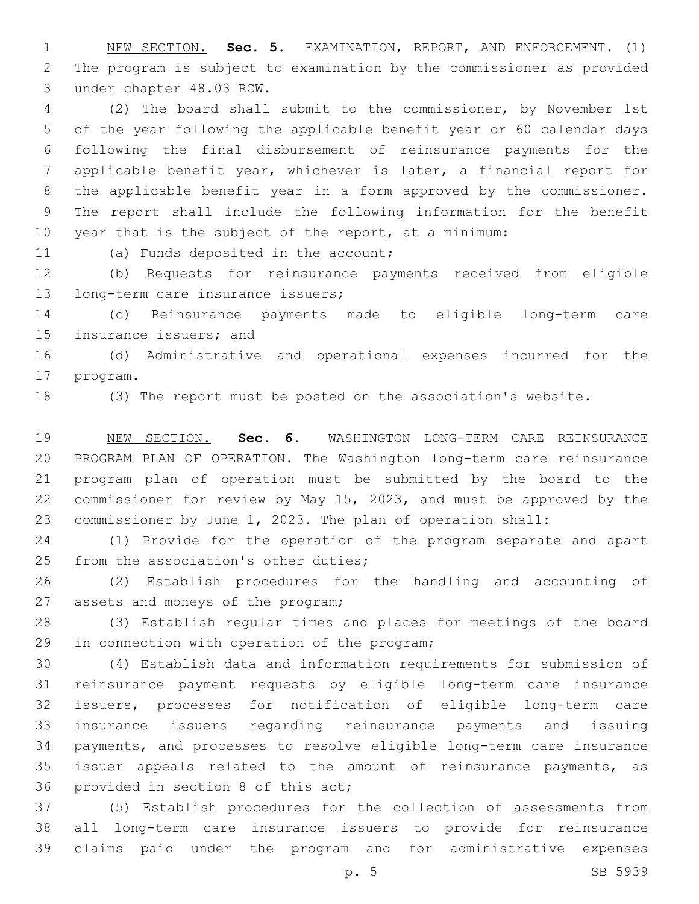NEW SECTION. **Sec. 5.** EXAMINATION, REPORT, AND ENFORCEMENT. (1) The program is subject to examination by the commissioner as provided under chapter 48.03 RCW.

(2) The board shall submit to the commissioner, by November 1st of the year following the applicable benefit year or 60 calendar days following the final disbursement of reinsurance payments for the applicable benefit year, whichever is later, a financial report for the applicable benefit year in a form approved by the commissioner. The report shall include the following information for the benefit year that is the subject of the report, at a minimum:

(a) Funds deposited in the account;

(b) Requests for reinsurance payments received from eligible long-term care insurance issuers;

(c) Reinsurance payments made to eligible long-term care insurance issuers; and

(d) Administrative and operational expenses incurred for the program.

(3) The report must be posted on the association's website.

NEW SECTION. **Sec. 6.** WASHINGTON LONG-TERM CARE REINSURANCE PROGRAM PLAN OF OPERATION. The Washington long-term care reinsurance program plan of operation must be submitted by the board to the commissioner for review by May 15, 2023, and must be approved by the commissioner by June 1, 2023. The plan of operation shall:

(1) Provide for the operation of the program separate and apart from the association's other duties;

(2) Establish procedures for the handling and accounting of assets and moneys of the program;

(3) Establish regular times and places for meetings of the board in connection with operation of the program;

(4) Establish data and information requirements for submission of reinsurance payment requests by eligible long-term care insurance issuers, processes for notification of eligible long-term care insurance issuers regarding reinsurance payments and issuing payments, and processes to resolve eligible long-term care insurance issuer appeals related to the amount of reinsurance payments, as provided in section 8 of this act;

(5) Establish procedures for the collection of assessments from all long-term care insurance issuers to provide for reinsurance claims paid under the program and for administrative expenses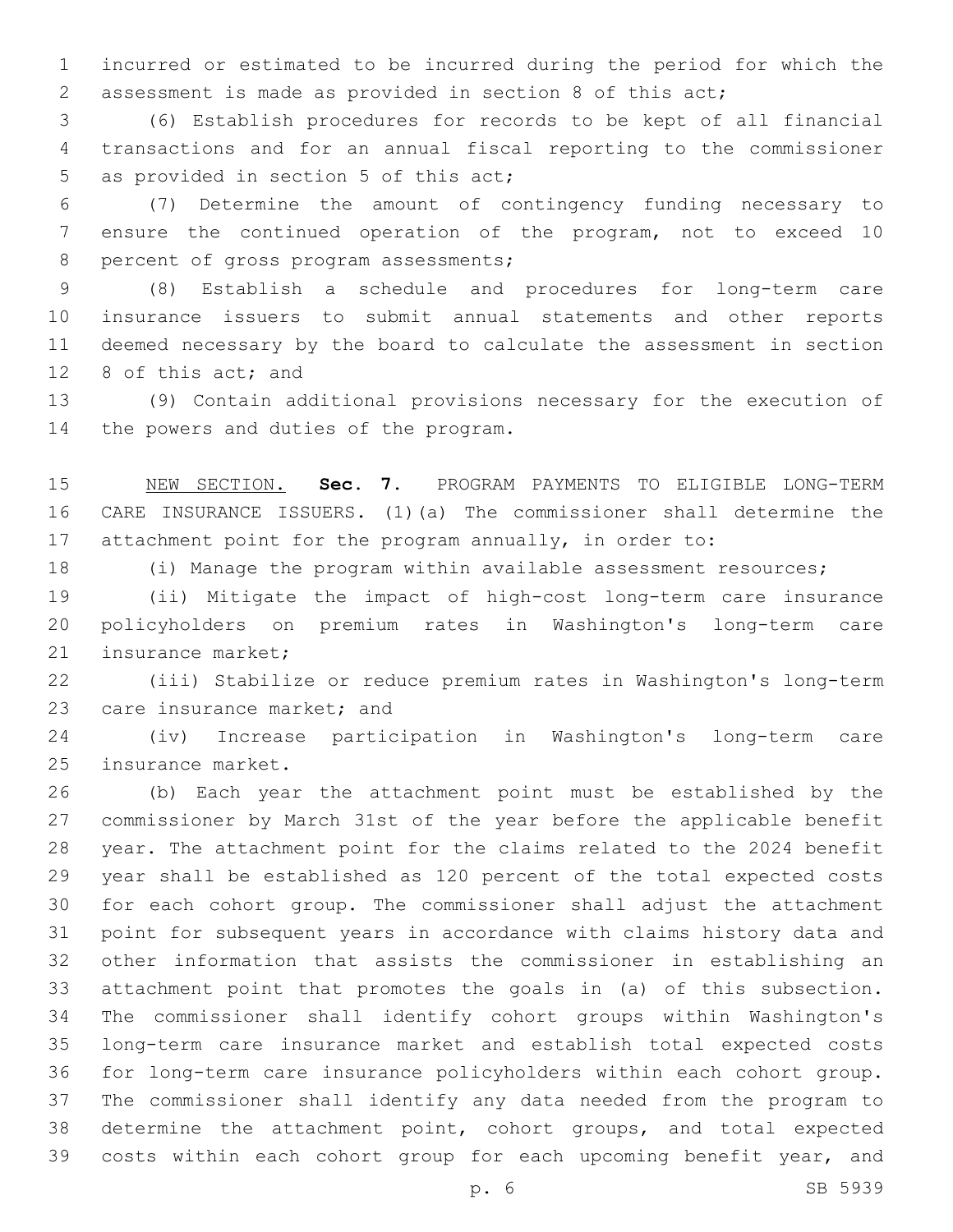incurred or estimated to be incurred during the period for which the assessment is made as provided in section 8 of this act;

(6) Establish procedures for records to be kept of all financial transactions and for an annual fiscal reporting to the commissioner as provided in section 5 of this act;

(7) Determine the amount of contingency funding necessary to ensure the continued operation of the program, not to exceed 10 percent of gross program assessments;

(8) Establish a schedule and procedures for long-term care insurance issuers to submit annual statements and other reports deemed necessary by the board to calculate the assessment in section 8 of this act; and

(9) Contain additional provisions necessary for the execution of the powers and duties of the program.

NEW SECTION. **Sec. 7.** PROGRAM PAYMENTS TO ELIGIBLE LONG-TERM CARE INSURANCE ISSUERS. (1)(a) The commissioner shall determine the attachment point for the program annually, in order to:

(i) Manage the program within available assessment resources;

(ii) Mitigate the impact of high-cost long-term care insurance policyholders on premium rates in Washington's long-term care insurance market;

(iii) Stabilize or reduce premium rates in Washington's long-term care insurance market; and

(iv) Increase participation in Washington's long-term care insurance market.

(b) Each year the attachment point must be established by the commissioner by March 31st of the year before the applicable benefit year. The attachment point for the claims related to the 2024 benefit year shall be established as 120 percent of the total expected costs for each cohort group. The commissioner shall adjust the attachment point for subsequent years in accordance with claims history data and other information that assists the commissioner in establishing an attachment point that promotes the goals in (a) of this subsection. The commissioner shall identify cohort groups within Washington's long-term care insurance market and establish total expected costs for long-term care insurance policyholders within each cohort group. The commissioner shall identify any data needed from the program to determine the attachment point, cohort groups, and total expected costs within each cohort group for each upcoming benefit year, and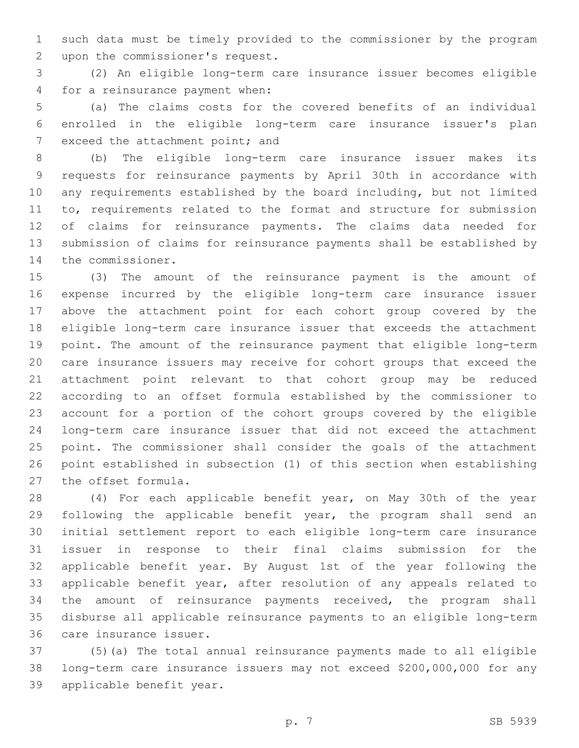such data must be timely provided to the commissioner by the program upon the commissioner's request.

(2) An eligible long-term care insurance issuer becomes eligible for a reinsurance payment when:

(a) The claims costs for the covered benefits of an individual enrolled in the eligible long-term care insurance issuer's plan exceed the attachment point; and

(b) The eligible long-term care insurance issuer makes its requests for reinsurance payments by April 30th in accordance with any requirements established by the board including, but not limited to, requirements related to the format and structure for submission of claims for reinsurance payments. The claims data needed for submission of claims for reinsurance payments shall be established by the commissioner.

(3) The amount of the reinsurance payment is the amount of expense incurred by the eligible long-term care insurance issuer above the attachment point for each cohort group covered by the eligible long-term care insurance issuer that exceeds the attachment point. The amount of the reinsurance payment that eligible long-term care insurance issuers may receive for cohort groups that exceed the attachment point relevant to that cohort group may be reduced according to an offset formula established by the commissioner to account for a portion of the cohort groups covered by the eligible long-term care insurance issuer that did not exceed the attachment point. The commissioner shall consider the goals of the attachment point established in subsection (1) of this section when establishing the offset formula.

(4) For each applicable benefit year, on May 30th of the year following the applicable benefit year, the program shall send an initial settlement report to each eligible long-term care insurance issuer in response to their final claims submission for the applicable benefit year. By August 1st of the year following the applicable benefit year, after resolution of any appeals related to the amount of reinsurance payments received, the program shall disburse all applicable reinsurance payments to an eligible long-term care insurance issuer.

(5)(a) The total annual reinsurance payments made to all eligible long-term care insurance issuers may not exceed $200,000,000 for any applicable benefit year.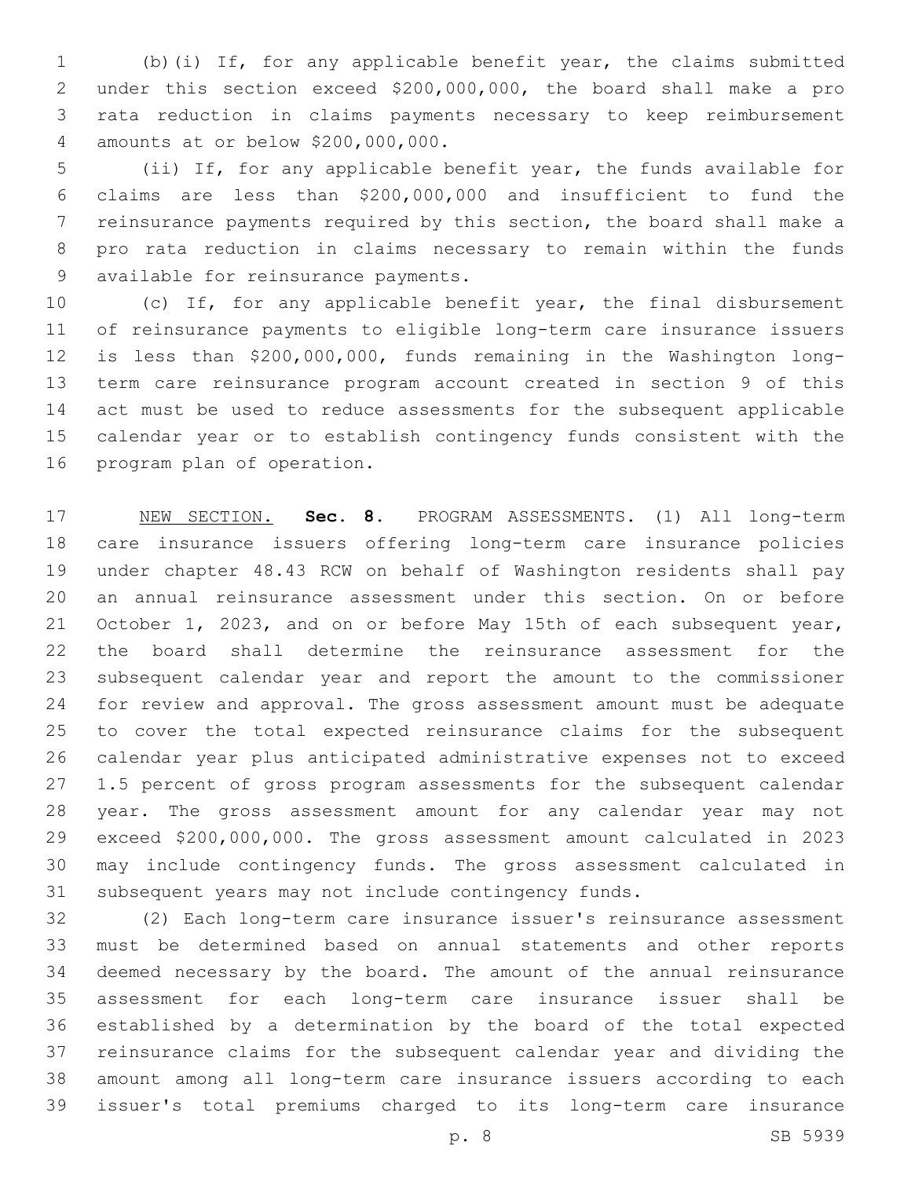(b)(i) If, for any applicable benefit year, the claims submitted under this section exceed $200,000,000, the board shall make a pro rata reduction in claims payments necessary to keep reimbursement amounts at or below $200,000,000.

(ii) If, for any applicable benefit year, the funds available for claims are less than $200,000,000 and insufficient to fund the reinsurance payments required by this section, the board shall make a pro rata reduction in claims necessary to remain within the funds available for reinsurance payments.

(c) If, for any applicable benefit year, the final disbursement of reinsurance payments to eligible long-term care insurance issuers is less than $200,000,000, funds remaining in the Washington long-term care reinsurance program account created in section 9 of this act must be used to reduce assessments for the subsequent applicable calendar year or to establish contingency funds consistent with the program plan of operation.

NEW SECTION. **Sec. 8.** PROGRAM ASSESSMENTS. (1) All long-term care insurance issuers offering long-term care insurance policies under chapter 48.43 RCW on behalf of Washington residents shall pay an annual reinsurance assessment under this section. On or before October 1, 2023, and on or before May 15th of each subsequent year, the board shall determine the reinsurance assessment for the subsequent calendar year and report the amount to the commissioner for review and approval. The gross assessment amount must be adequate to cover the total expected reinsurance claims for the subsequent calendar year plus anticipated administrative expenses not to exceed 1.5 percent of gross program assessments for the subsequent calendar year. The gross assessment amount for any calendar year may not exceed $200,000,000. The gross assessment amount calculated in 2023 may include contingency funds. The gross assessment calculated in subsequent years may not include contingency funds.

(2) Each long-term care insurance issuer's reinsurance assessment must be determined based on annual statements and other reports deemed necessary by the board. The amount of the annual reinsurance assessment for each long-term care insurance issuer shall be established by a determination by the board of the total expected reinsurance claims for the subsequent calendar year and dividing the amount among all long-term care insurance issuers according to each issuer's total premiums charged to its long-term care insurance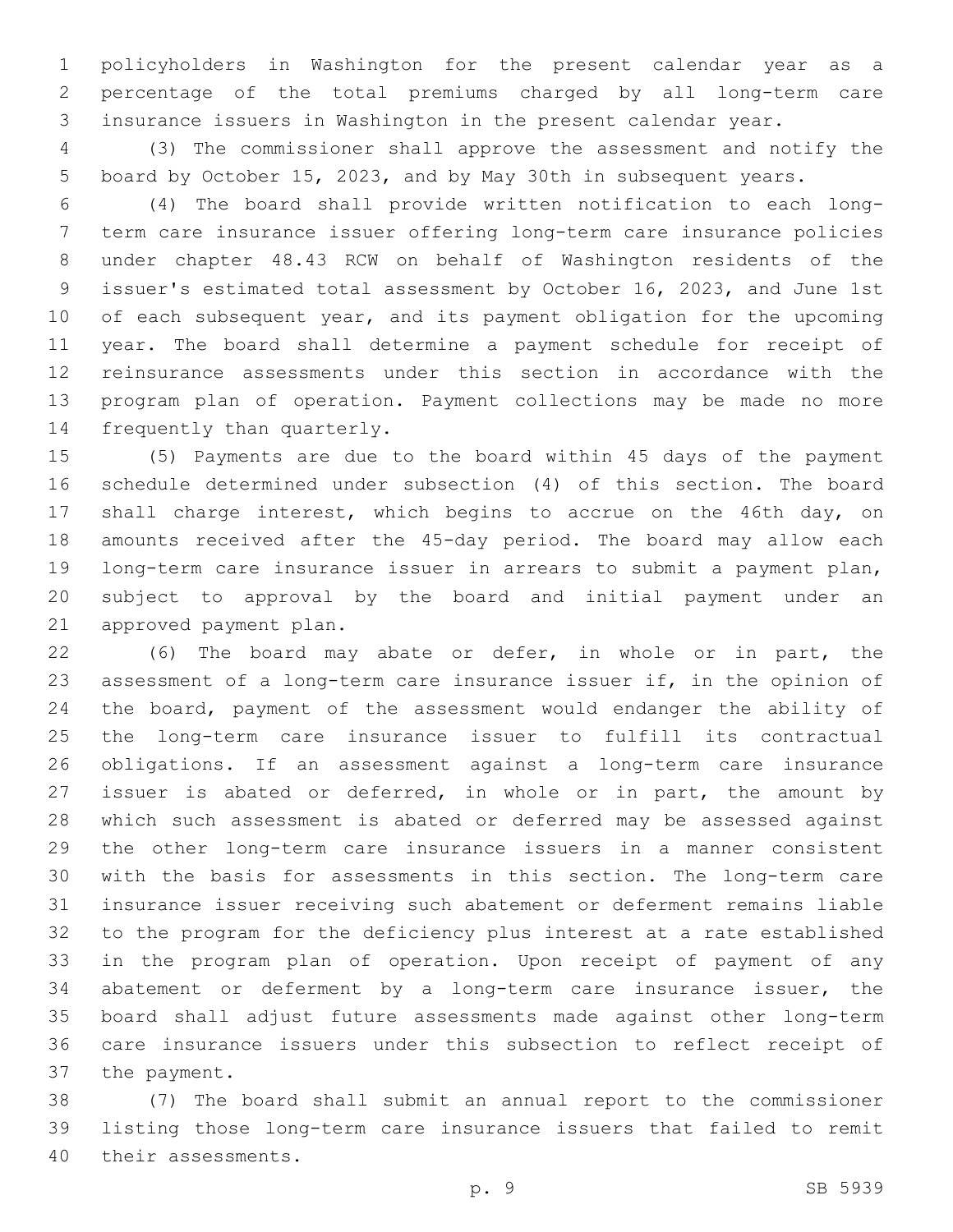policyholders in Washington for the present calendar year as a percentage of the total premiums charged by all long-term care insurance issuers in Washington in the present calendar year.

(3) The commissioner shall approve the assessment and notify the board by October 15, 2023, and by May 30th in subsequent years.

(4) The board shall provide written notification to each long-term care insurance issuer offering long-term care insurance policies under chapter 48.43 RCW on behalf of Washington residents of the issuer's estimated total assessment by October 16, 2023, and June 1st of each subsequent year, and its payment obligation for the upcoming year. The board shall determine a payment schedule for receipt of reinsurance assessments under this section in accordance with the program plan of operation. Payment collections may be made no more frequently than quarterly.

(5) Payments are due to the board within 45 days of the payment schedule determined under subsection (4) of this section. The board shall charge interest, which begins to accrue on the 46th day, on amounts received after the 45-day period. The board may allow each long-term care insurance issuer in arrears to submit a payment plan, subject to approval by the board and initial payment under an approved payment plan.

(6) The board may abate or defer, in whole or in part, the assessment of a long-term care insurance issuer if, in the opinion of the board, payment of the assessment would endanger the ability of the long-term care insurance issuer to fulfill its contractual obligations. If an assessment against a long-term care insurance issuer is abated or deferred, in whole or in part, the amount by which such assessment is abated or deferred may be assessed against the other long-term care insurance issuers in a manner consistent with the basis for assessments in this section. The long-term care insurance issuer receiving such abatement or deferment remains liable to the program for the deficiency plus interest at a rate established in the program plan of operation. Upon receipt of payment of any abatement or deferment by a long-term care insurance issuer, the board shall adjust future assessments made against other long-term care insurance issuers under this subsection to reflect receipt of the payment.

(7) The board shall submit an annual report to the commissioner listing those long-term care insurance issuers that failed to remit their assessments.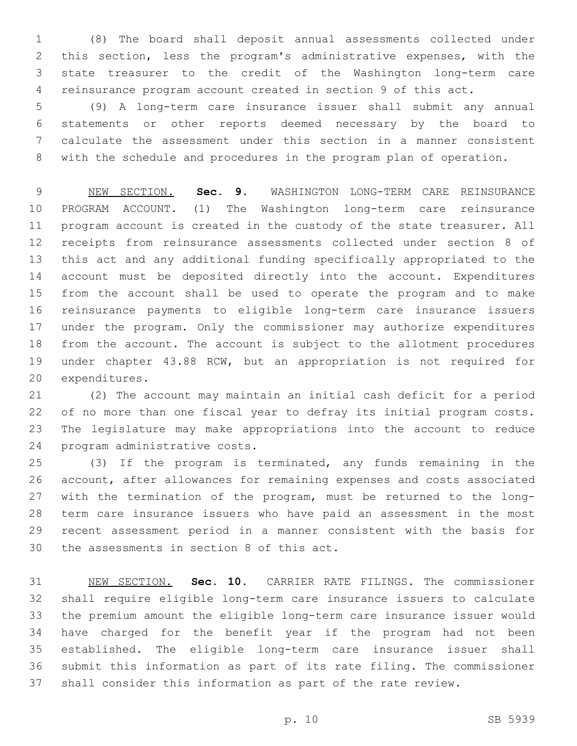(8) The board shall deposit annual assessments collected under this section, less the program's administrative expenses, with the state treasurer to the credit of the Washington long-term care reinsurance program account created in section 9 of this act.

(9) A long-term care insurance issuer shall submit any annual statements or other reports deemed necessary by the board to calculate the assessment under this section in a manner consistent with the schedule and procedures in the program plan of operation.

NEW SECTION. **Sec. 9.** WASHINGTON LONG-TERM CARE REINSURANCE PROGRAM ACCOUNT. (1) The Washington long-term care reinsurance program account is created in the custody of the state treasurer. All receipts from reinsurance assessments collected under section 8 of this act and any additional funding specifically appropriated to the account must be deposited directly into the account. Expenditures from the account shall be used to operate the program and to make reinsurance payments to eligible long-term care insurance issuers under the program. Only the commissioner may authorize expenditures from the account. The account is subject to the allotment procedures under chapter 43.88 RCW, but an appropriation is not required for expenditures.

(2) The account may maintain an initial cash deficit for a period of no more than one fiscal year to defray its initial program costs. The legislature may make appropriations into the account to reduce program administrative costs.

(3) If the program is terminated, any funds remaining in the account, after allowances for remaining expenses and costs associated with the termination of the program, must be returned to the long-term care insurance issuers who have paid an assessment in the most recent assessment period in a manner consistent with the basis for the assessments in section 8 of this act.

NEW SECTION. **Sec. 10.** CARRIER RATE FILINGS. The commissioner shall require eligible long-term care insurance issuers to calculate the premium amount the eligible long-term care insurance issuer would have charged for the benefit year if the program had not been established. The eligible long-term care insurance issuer shall submit this information as part of its rate filing. The commissioner shall consider this information as part of the rate review.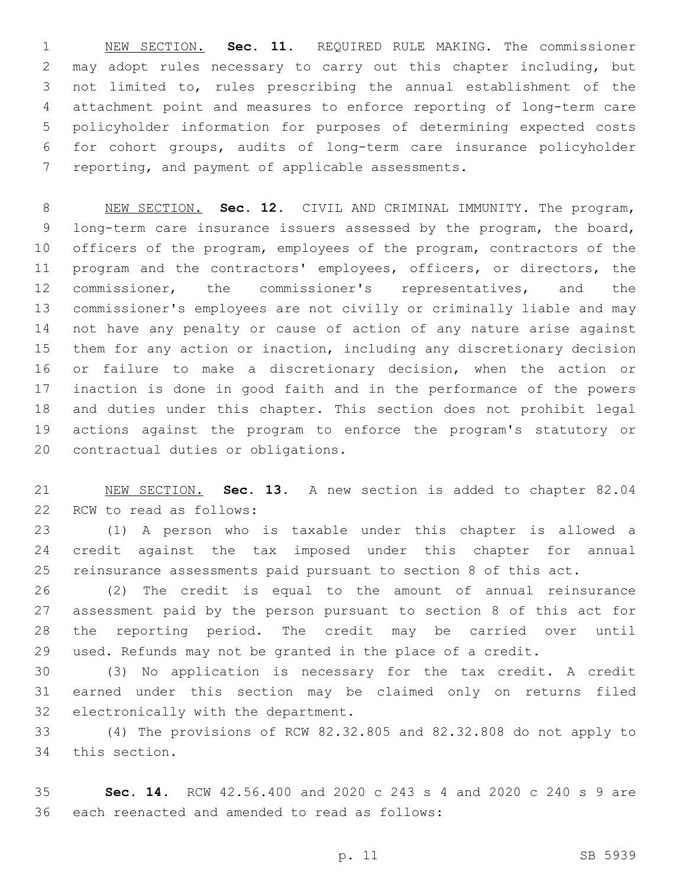NEW SECTION. **Sec. 11.** REQUIRED RULE MAKING. The commissioner may adopt rules necessary to carry out this chapter including, but not limited to, rules prescribing the annual establishment of the attachment point and measures to enforce reporting of long-term care policyholder information for purposes of determining expected costs for cohort groups, audits of long-term care insurance policyholder reporting, and payment of applicable assessments.

NEW SECTION. **Sec. 12.** CIVIL AND CRIMINAL IMMUNITY. The program, long-term care insurance issuers assessed by the program, the board, officers of the program, employees of the program, contractors of the program and the contractors' employees, officers, or directors, the commissioner, the commissioner's representatives, and the commissioner's employees are not civilly or criminally liable and may not have any penalty or cause of action of any nature arise against them for any action or inaction, including any discretionary decision or failure to make a discretionary decision, when the action or inaction is done in good faith and in the performance of the powers and duties under this chapter. This section does not prohibit legal actions against the program to enforce the program's statutory or contractual duties or obligations.

NEW SECTION. **Sec. 13.** A new section is added to chapter 82.04 RCW to read as follows:

(1) A person who is taxable under this chapter is allowed a credit against the tax imposed under this chapter for annual reinsurance assessments paid pursuant to section 8 of this act.

(2) The credit is equal to the amount of annual reinsurance assessment paid by the person pursuant to section 8 of this act for the reporting period. The credit may be carried over until used. Refunds may not be granted in the place of a credit.

(3) No application is necessary for the tax credit. A credit earned under this section may be claimed only on returns filed electronically with the department.

(4) The provisions of RCW 82.32.805 and 82.32.808 do not apply to this section.

**Sec. 14.** RCW 42.56.400 and 2020 c 243 s 4 and 2020 c 240 s 9 are each reenacted and amended to read as follows: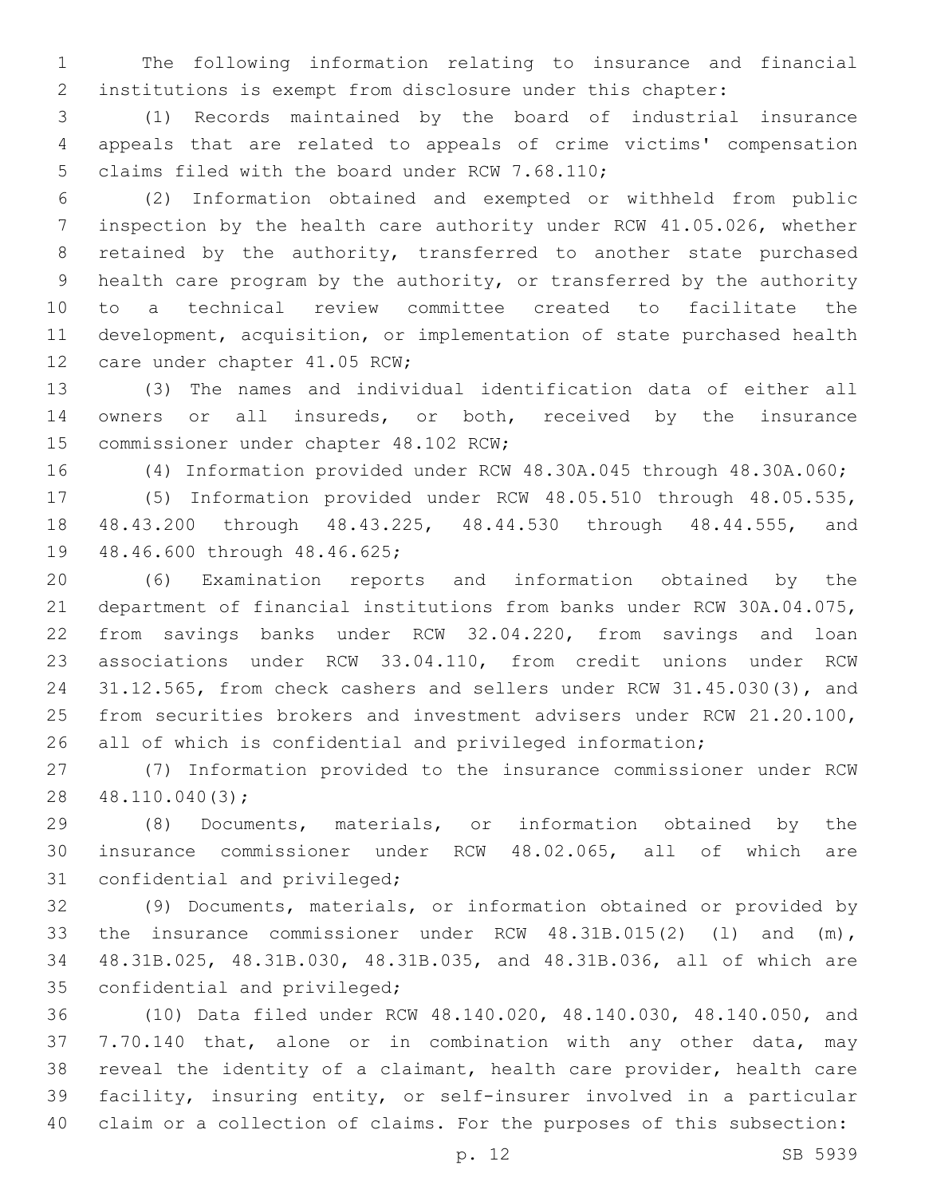The following information relating to insurance and financial institutions is exempt from disclosure under this chapter:

(1) Records maintained by the board of industrial insurance appeals that are related to appeals of crime victims' compensation claims filed with the board under RCW 7.68.110;

(2) Information obtained and exempted or withheld from public inspection by the health care authority under RCW 41.05.026, whether retained by the authority, transferred to another state purchased health care program by the authority, or transferred by the authority to a technical review committee created to facilitate the development, acquisition, or implementation of state purchased health care under chapter 41.05 RCW;

(3) The names and individual identification data of either all owners or all insureds, or both, received by the insurance commissioner under chapter 48.102 RCW;

(4) Information provided under RCW 48.30A.045 through 48.30A.060;

(5) Information provided under RCW 48.05.510 through 48.05.535, 48.43.200 through 48.43.225, 48.44.530 through 48.44.555, and 48.46.600 through 48.46.625;

(6) Examination reports and information obtained by the department of financial institutions from banks under RCW 30A.04.075, from savings banks under RCW 32.04.220, from savings and loan associations under RCW 33.04.110, from credit unions under RCW 31.12.565, from check cashers and sellers under RCW 31.45.030(3), and from securities brokers and investment advisers under RCW 21.20.100, all of which is confidential and privileged information;

(7) Information provided to the insurance commissioner under RCW 48.110.040(3);

(8) Documents, materials, or information obtained by the insurance commissioner under RCW 48.02.065, all of which are confidential and privileged;

(9) Documents, materials, or information obtained or provided by the insurance commissioner under RCW 48.31B.015(2) (l) and (m), 48.31B.025, 48.31B.030, 48.31B.035, and 48.31B.036, all of which are confidential and privileged;

(10) Data filed under RCW 48.140.020, 48.140.030, 48.140.050, and 7.70.140 that, alone or in combination with any other data, may reveal the identity of a claimant, health care provider, health care facility, insuring entity, or self-insurer involved in a particular claim or a collection of claims. For the purposes of this subsection: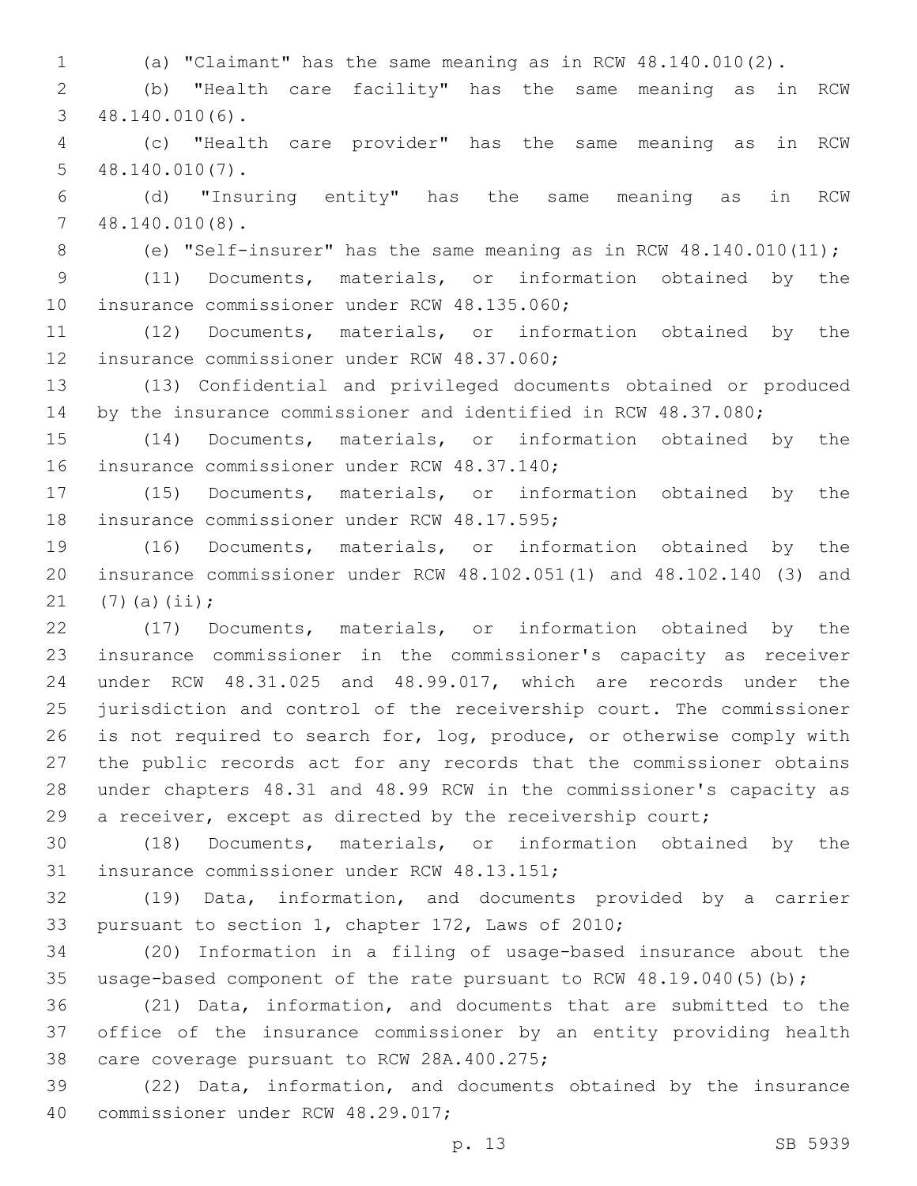(a) "Claimant" has the same meaning as in RCW 48.140.010(2).

(b) "Health care facility" has the same meaning as in RCW 48.140.010(6).

(c) "Health care provider" has the same meaning as in RCW 48.140.010(7).

(d) "Insuring entity" has the same meaning as in RCW 48.140.010(8).

(e) "Self-insurer" has the same meaning as in RCW 48.140.010(11);

(11) Documents, materials, or information obtained by the insurance commissioner under RCW 48.135.060;

(12) Documents, materials, or information obtained by the insurance commissioner under RCW 48.37.060;

(13) Confidential and privileged documents obtained or produced by the insurance commissioner and identified in RCW 48.37.080;

(14) Documents, materials, or information obtained by the insurance commissioner under RCW 48.37.140;

(15) Documents, materials, or information obtained by the insurance commissioner under RCW 48.17.595;

(16) Documents, materials, or information obtained by the insurance commissioner under RCW 48.102.051(1) and 48.102.140 (3) and (7)(a)(ii);

(17) Documents, materials, or information obtained by the insurance commissioner in the commissioner's capacity as receiver under RCW 48.31.025 and 48.99.017, which are records under the jurisdiction and control of the receivership court. The commissioner is not required to search for, log, produce, or otherwise comply with the public records act for any records that the commissioner obtains under chapters 48.31 and 48.99 RCW in the commissioner's capacity as a receiver, except as directed by the receivership court;

(18) Documents, materials, or information obtained by the insurance commissioner under RCW 48.13.151;

(19) Data, information, and documents provided by a carrier pursuant to section 1, chapter 172, Laws of 2010;

(20) Information in a filing of usage-based insurance about the usage-based component of the rate pursuant to RCW 48.19.040(5)(b);

(21) Data, information, and documents that are submitted to the office of the insurance commissioner by an entity providing health care coverage pursuant to RCW 28A.400.275;

(22) Data, information, and documents obtained by the insurance commissioner under RCW 48.29.017;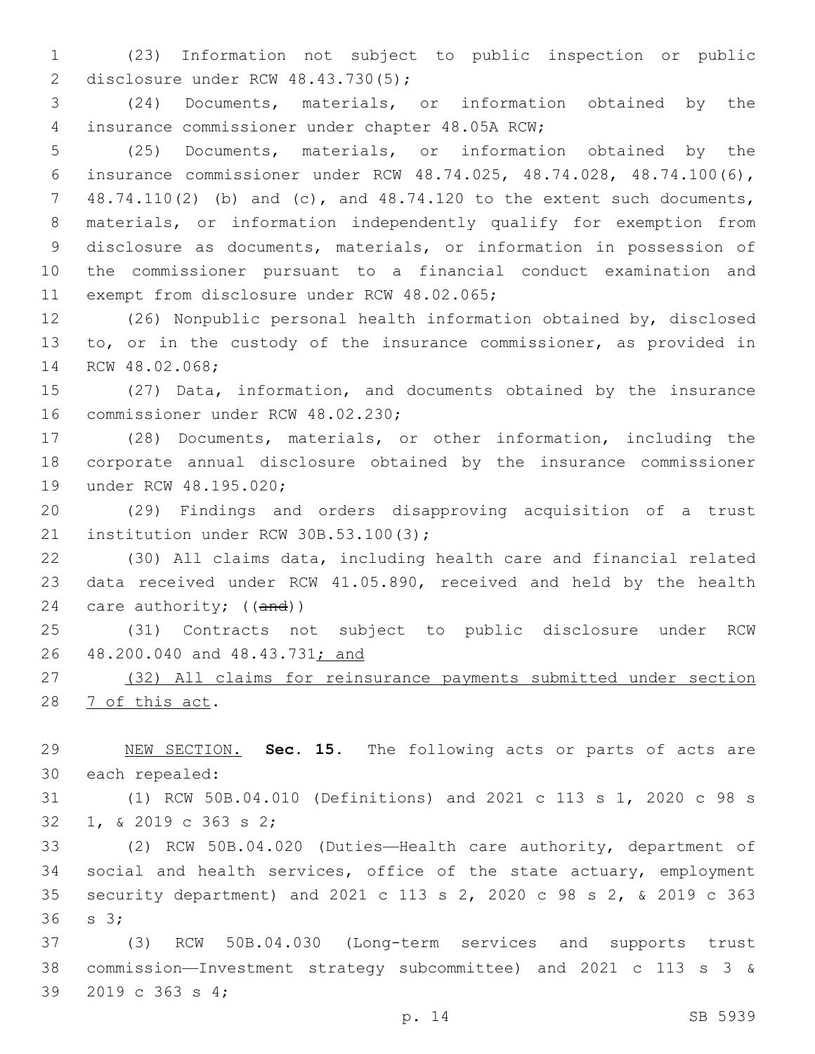(23) Information not subject to public inspection or public disclosure under RCW 48.43.730(5);

(24) Documents, materials, or information obtained by the insurance commissioner under chapter 48.05A RCW;

(25) Documents, materials, or information obtained by the insurance commissioner under RCW 48.74.025, 48.74.028, 48.74.100(6), 48.74.110(2) (b) and (c), and 48.74.120 to the extent such documents, materials, or information independently qualify for exemption from disclosure as documents, materials, or information in possession of the commissioner pursuant to a financial conduct examination and exempt from disclosure under RCW 48.02.065;

(26) Nonpublic personal health information obtained by, disclosed to, or in the custody of the insurance commissioner, as provided in RCW 48.02.068;

(27) Data, information, and documents obtained by the insurance commissioner under RCW 48.02.230;

(28) Documents, materials, or other information, including the corporate annual disclosure obtained by the insurance commissioner under RCW 48.195.020;

(29) Findings and orders disapproving acquisition of a trust institution under RCW 30B.53.100(3);

(30) All claims data, including health care and financial related data received under RCW 41.05.890, received and held by the health care authority; ((~~and~~))

(31) Contracts not subject to public disclosure under RCW 48.200.040 and 48.43.731<u>; and</u>

<u>(32) All claims for reinsurance payments submitted under section 7 of this act</u>.

<u>NEW SECTION.</u> **Sec. 15.** The following acts or parts of acts are each repealed:

(1) RCW 50B.04.010 (Definitions) and 2021 c 113 s 1, 2020 c 98 s 1, & 2019 c 363 s 2;

(2) RCW 50B.04.020 (Duties—Health care authority, department of social and health services, office of the state actuary, employment security department) and 2021 c 113 s 2, 2020 c 98 s 2, & 2019 c 363 s 3;

(3) RCW 50B.04.030 (Long-term services and supports trust commission—Investment strategy subcommittee) and 2021 c 113 s 3 & 2019 c 363 s 4;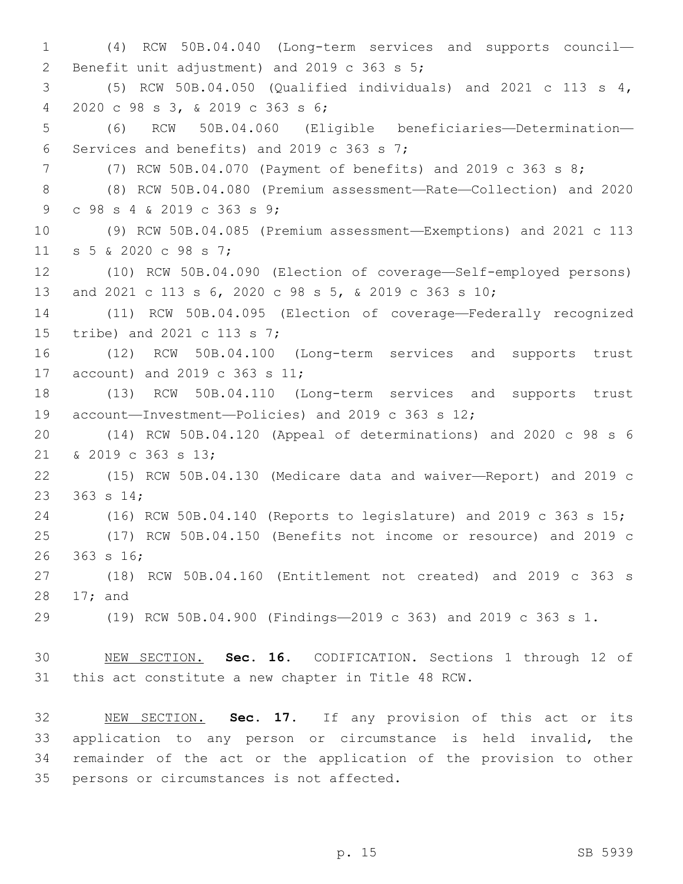(4) RCW 50B.04.040 (Long-term services and supports council—Benefit unit adjustment) and 2019 c 363 s 5;

(5) RCW 50B.04.050 (Qualified individuals) and 2021 c 113 s 4, 2020 c 98 s 3, & 2019 c 363 s 6;

(6) RCW 50B.04.060 (Eligible beneficiaries—Determination—Services and benefits) and 2019 c 363 s 7;

(7) RCW 50B.04.070 (Payment of benefits) and 2019 c 363 s 8;

(8) RCW 50B.04.080 (Premium assessment—Rate—Collection) and 2020 c 98 s 4 & 2019 c 363 s 9;

(9) RCW 50B.04.085 (Premium assessment—Exemptions) and 2021 c 113 s 5 & 2020 c 98 s 7;

(10) RCW 50B.04.090 (Election of coverage—Self-employed persons) and 2021 c 113 s 6, 2020 c 98 s 5, & 2019 c 363 s 10;

(11) RCW 50B.04.095 (Election of coverage—Federally recognized tribe) and 2021 c 113 s 7;

(12) RCW 50B.04.100 (Long-term services and supports trust account) and 2019 c 363 s 11;

(13) RCW 50B.04.110 (Long-term services and supports trust account—Investment—Policies) and 2019 c 363 s 12;

(14) RCW 50B.04.120 (Appeal of determinations) and 2020 c 98 s 6 & 2019 c 363 s 13;

(15) RCW 50B.04.130 (Medicare data and waiver—Report) and 2019 c 363 s 14;

(16) RCW 50B.04.140 (Reports to legislature) and 2019 c 363 s 15;

(17) RCW 50B.04.150 (Benefits not income or resource) and 2019 c 363 s 16;

(18) RCW 50B.04.160 (Entitlement not created) and 2019 c 363 s 17; and

(19) RCW 50B.04.900 (Findings—2019 c 363) and 2019 c 363 s 1.

NEW SECTION. **Sec. 16.** CODIFICATION. Sections 1 through 12 of this act constitute a new chapter in Title 48 RCW.

NEW SECTION. **Sec. 17.** If any provision of this act or its application to any person or circumstance is held invalid, the remainder of the act or the application of the provision to other persons or circumstances is not affected.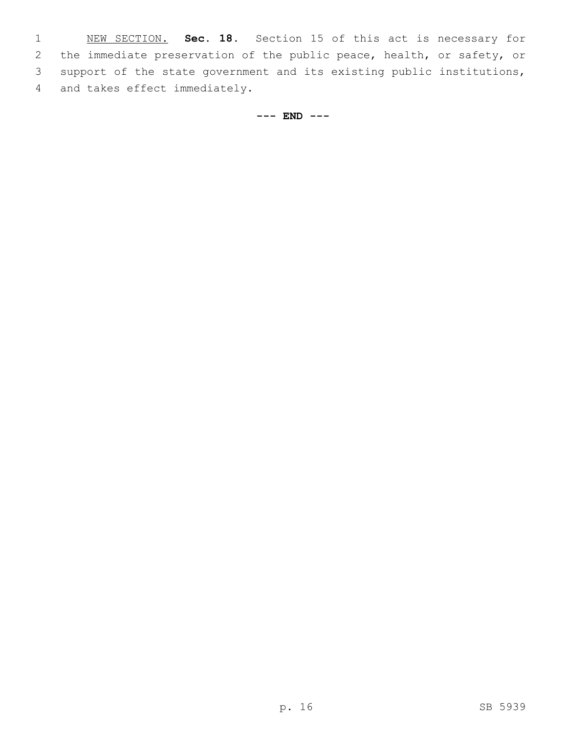NEW SECTION. **Sec. 18.** Section 15 of this act is necessary for the immediate preservation of the public peace, health, or safety, or support of the state government and its existing public institutions, and takes effect immediately.

**--- END ---**